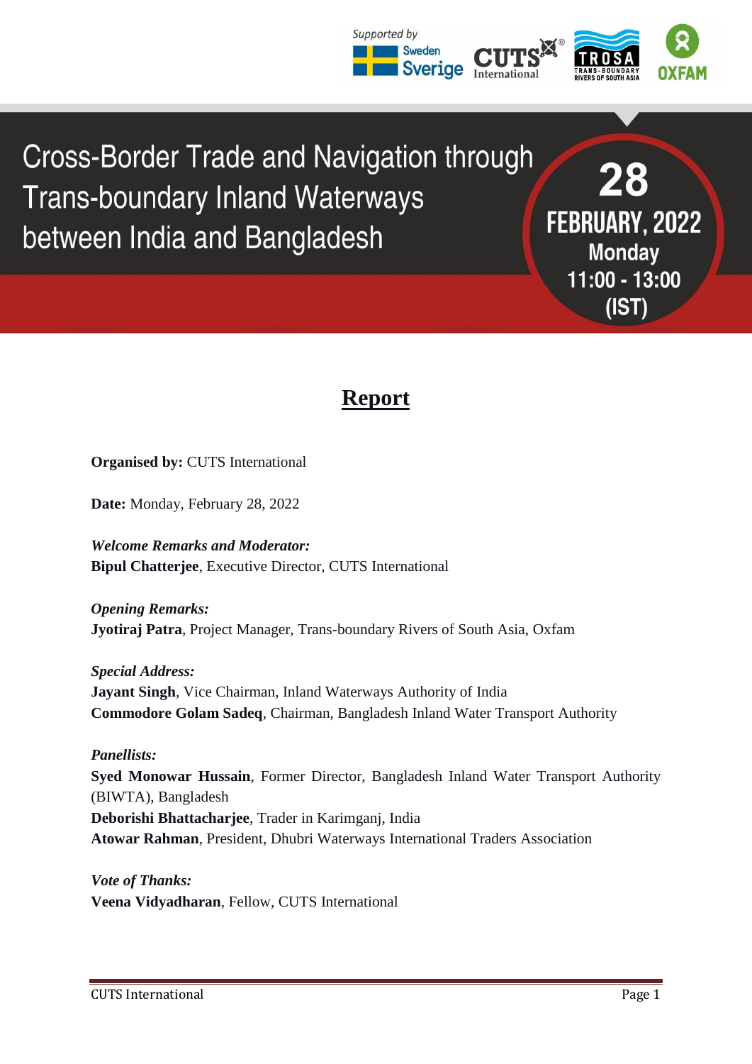Supported by

Sweden Sverige

CUTS International

TROSA TRANS-BOUNDARY RIVERS OF SOUTH ASIA

OXFAM

# Cross-Border Trade and Navigation through Trans-boundary Inland Waterways between India and Bangladesh

28
FEBRUARY, 2022
Monday
11:00 - 13:00
(IST)

## Report

**Organised by:** CUTS International

**Date:** Monday, February 28, 2022

***Welcome Remarks and Moderator:***
**Bipul Chatterjee**, Executive Director, CUTS International

***Opening Remarks:***
**Jyotiraj Patra**, Project Manager, Trans-boundary Rivers of South Asia, Oxfam

***Special Address:***
**Jayant Singh**, Vice Chairman, Inland Waterways Authority of India
**Commodore Golam Sadeq**, Chairman, Bangladesh Inland Water Transport Authority

***Panellists:***
**Syed Monowar Hussain**, Former Director, Bangladesh Inland Water Transport Authority (BIWTA), Bangladesh
**Deborishi Bhattacharjee**, Trader in Karimganj, India
**Atowar Rahman**, President, Dhubri Waterways International Traders Association

***Vote of Thanks:***
**Veena Vidyadharan**, Fellow, CUTS International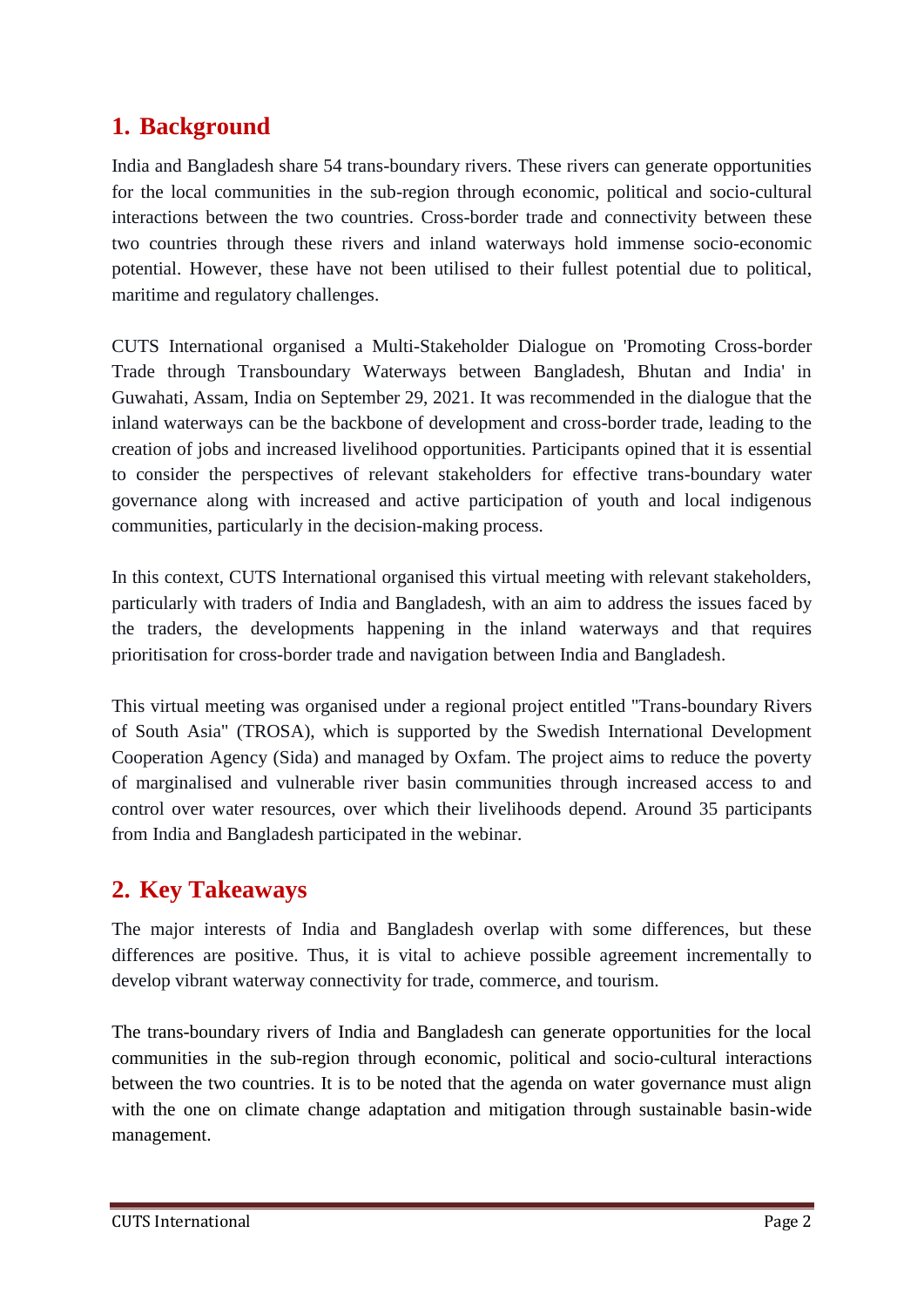## 1. Background

India and Bangladesh share 54 trans-boundary rivers. These rivers can generate opportunities for the local communities in the sub-region through economic, political and socio-cultural interactions between the two countries. Cross-border trade and connectivity between these two countries through these rivers and inland waterways hold immense socio-economic potential. However, these have not been utilised to their fullest potential due to political, maritime and regulatory challenges.

CUTS International organised a Multi-Stakeholder Dialogue on 'Promoting Cross-border Trade through Transboundary Waterways between Bangladesh, Bhutan and India' in Guwahati, Assam, India on September 29, 2021. It was recommended in the dialogue that the inland waterways can be the backbone of development and cross-border trade, leading to the creation of jobs and increased livelihood opportunities. Participants opined that it is essential to consider the perspectives of relevant stakeholders for effective trans-boundary water governance along with increased and active participation of youth and local indigenous communities, particularly in the decision-making process.

In this context, CUTS International organised this virtual meeting with relevant stakeholders, particularly with traders of India and Bangladesh, with an aim to address the issues faced by the traders, the developments happening in the inland waterways and that requires prioritisation for cross-border trade and navigation between India and Bangladesh.

This virtual meeting was organised under a regional project entitled "Trans-boundary Rivers of South Asia" (TROSA), which is supported by the Swedish International Development Cooperation Agency (Sida) and managed by Oxfam. The project aims to reduce the poverty of marginalised and vulnerable river basin communities through increased access to and control over water resources, over which their livelihoods depend. Around 35 participants from India and Bangladesh participated in the webinar.

## 2. Key Takeaways

The major interests of India and Bangladesh overlap with some differences, but these differences are positive. Thus, it is vital to achieve possible agreement incrementally to develop vibrant waterway connectivity for trade, commerce, and tourism.

The trans-boundary rivers of India and Bangladesh can generate opportunities for the local communities in the sub-region through economic, political and socio-cultural interactions between the two countries. It is to be noted that the agenda on water governance must align with the one on climate change adaptation and mitigation through sustainable basin-wide management.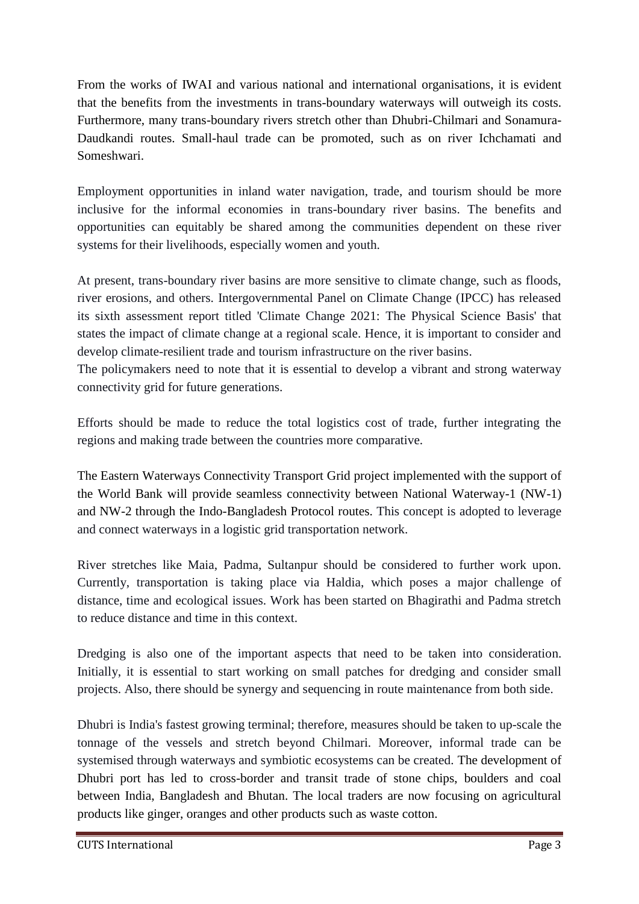From the works of IWAI and various national and international organisations, it is evident that the benefits from the investments in trans-boundary waterways will outweigh its costs. Furthermore, many trans-boundary rivers stretch other than Dhubri-Chilmari and Sonamura-Daudkandi routes. Small-haul trade can be promoted, such as on river Ichchamati and Someshwari.

Employment opportunities in inland water navigation, trade, and tourism should be more inclusive for the informal economies in trans-boundary river basins. The benefits and opportunities can equitably be shared among the communities dependent on these river systems for their livelihoods, especially women and youth.

At present, trans-boundary river basins are more sensitive to climate change, such as floods, river erosions, and others. Intergovernmental Panel on Climate Change (IPCC) has released its sixth assessment report titled 'Climate Change 2021: The Physical Science Basis' that states the impact of climate change at a regional scale. Hence, it is important to consider and develop climate-resilient trade and tourism infrastructure on the river basins.
The policymakers need to note that it is essential to develop a vibrant and strong waterway connectivity grid for future generations.

Efforts should be made to reduce the total logistics cost of trade, further integrating the regions and making trade between the countries more comparative.

The Eastern Waterways Connectivity Transport Grid project implemented with the support of the World Bank will provide seamless connectivity between National Waterway-1 (NW-1) and NW-2 through the Indo-Bangladesh Protocol routes. This concept is adopted to leverage and connect waterways in a logistic grid transportation network.

River stretches like Maia, Padma, Sultanpur should be considered to further work upon. Currently, transportation is taking place via Haldia, which poses a major challenge of distance, time and ecological issues. Work has been started on Bhagirathi and Padma stretch to reduce distance and time in this context.

Dredging is also one of the important aspects that need to be taken into consideration. Initially, it is essential to start working on small patches for dredging and consider small projects. Also, there should be synergy and sequencing in route maintenance from both side.

Dhubri is India's fastest growing terminal; therefore, measures should be taken to up-scale the tonnage of the vessels and stretch beyond Chilmari. Moreover, informal trade can be systemised through waterways and symbiotic ecosystems can be created. The development of Dhubri port has led to cross-border and transit trade of stone chips, boulders and coal between India, Bangladesh and Bhutan. The local traders are now focusing on agricultural products like ginger, oranges and other products such as waste cotton.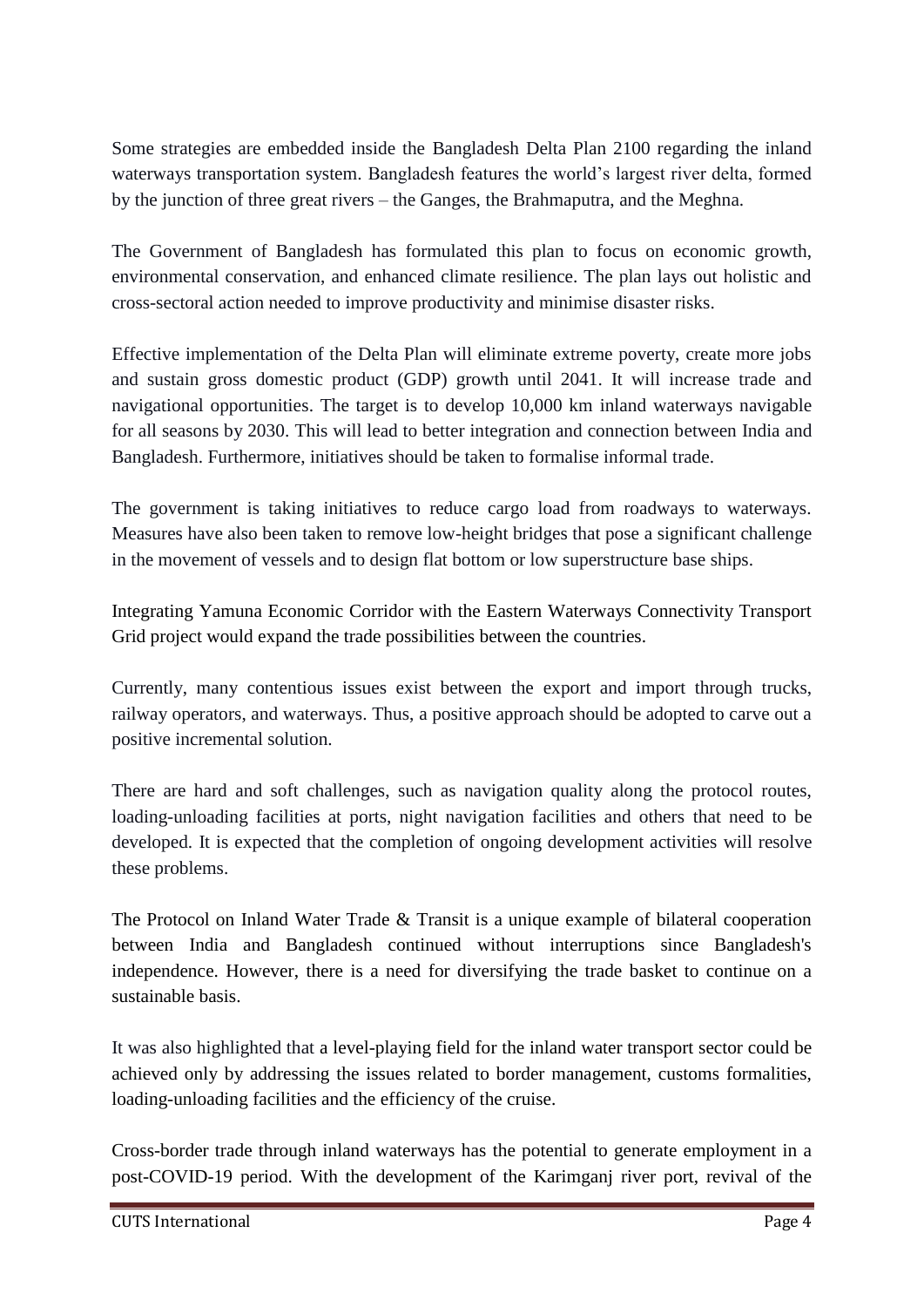Some strategies are embedded inside the Bangladesh Delta Plan 2100 regarding the inland waterways transportation system. Bangladesh features the world's largest river delta, formed by the junction of three great rivers – the Ganges, the Brahmaputra, and the Meghna.

The Government of Bangladesh has formulated this plan to focus on economic growth, environmental conservation, and enhanced climate resilience. The plan lays out holistic and cross-sectoral action needed to improve productivity and minimise disaster risks.

Effective implementation of the Delta Plan will eliminate extreme poverty, create more jobs and sustain gross domestic product (GDP) growth until 2041. It will increase trade and navigational opportunities. The target is to develop 10,000 km inland waterways navigable for all seasons by 2030. This will lead to better integration and connection between India and Bangladesh. Furthermore, initiatives should be taken to formalise informal trade.

The government is taking initiatives to reduce cargo load from roadways to waterways. Measures have also been taken to remove low-height bridges that pose a significant challenge in the movement of vessels and to design flat bottom or low superstructure base ships.

Integrating Yamuna Economic Corridor with the Eastern Waterways Connectivity Transport Grid project would expand the trade possibilities between the countries.

Currently, many contentious issues exist between the export and import through trucks, railway operators, and waterways. Thus, a positive approach should be adopted to carve out a positive incremental solution.

There are hard and soft challenges, such as navigation quality along the protocol routes, loading-unloading facilities at ports, night navigation facilities and others that need to be developed. It is expected that the completion of ongoing development activities will resolve these problems.

The Protocol on Inland Water Trade & Transit is a unique example of bilateral cooperation between India and Bangladesh continued without interruptions since Bangladesh's independence. However, there is a need for diversifying the trade basket to continue on a sustainable basis.

It was also highlighted that a level-playing field for the inland water transport sector could be achieved only by addressing the issues related to border management, customs formalities, loading-unloading facilities and the efficiency of the cruise.

Cross-border trade through inland waterways has the potential to generate employment in a post-COVID-19 period. With the development of the Karimganj river port, revival of the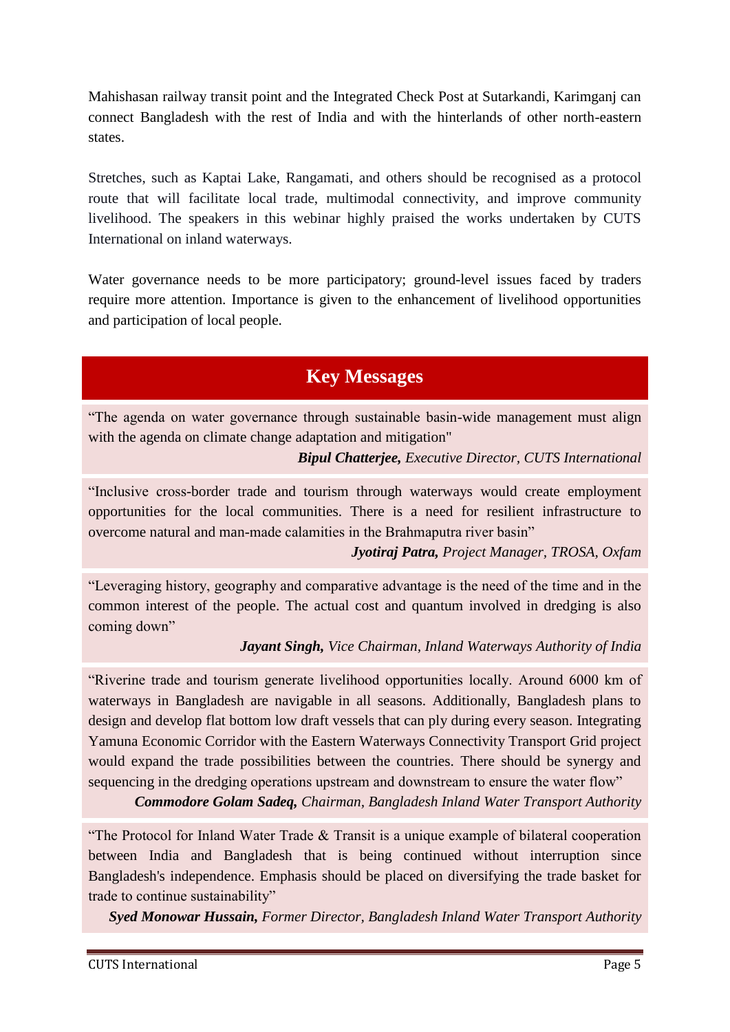Mahishasan railway transit point and the Integrated Check Post at Sutarkandi, Karimganj can connect Bangladesh with the rest of India and with the hinterlands of other north-eastern states.

Stretches, such as Kaptai Lake, Rangamati, and others should be recognised as a protocol route that will facilitate local trade, multimodal connectivity, and improve community livelihood. The speakers in this webinar highly praised the works undertaken by CUTS International on inland waterways.

Water governance needs to be more participatory; ground-level issues faced by traders require more attention. Importance is given to the enhancement of livelihood opportunities and participation of local people.

## Key Messages

"The agenda on water governance through sustainable basin-wide management must align with the agenda on climate change adaptation and mitigation"

***Bipul Chatterjee,** Executive Director, CUTS International*

"Inclusive cross-border trade and tourism through waterways would create employment opportunities for the local communities. There is a need for resilient infrastructure to overcome natural and man-made calamities in the Brahmaputra river basin"

***Jyotiraj Patra,** Project Manager, TROSA, Oxfam*

"Leveraging history, geography and comparative advantage is the need of the time and in the common interest of the people. The actual cost and quantum involved in dredging is also coming down"

***Jayant Singh,** Vice Chairman, Inland Waterways Authority of India*

"Riverine trade and tourism generate livelihood opportunities locally. Around 6000 km of waterways in Bangladesh are navigable in all seasons. Additionally, Bangladesh plans to design and develop flat bottom low draft vessels that can ply during every season. Integrating Yamuna Economic Corridor with the Eastern Waterways Connectivity Transport Grid project would expand the trade possibilities between the countries. There should be synergy and sequencing in the dredging operations upstream and downstream to ensure the water flow"

***Commodore Golam Sadeq,** Chairman, Bangladesh Inland Water Transport Authority*

"The Protocol for Inland Water Trade & Transit is a unique example of bilateral cooperation between India and Bangladesh that is being continued without interruption since Bangladesh's independence. Emphasis should be placed on diversifying the trade basket for trade to continue sustainability"

***Syed Monowar Hussain,** Former Director, Bangladesh Inland Water Transport Authority*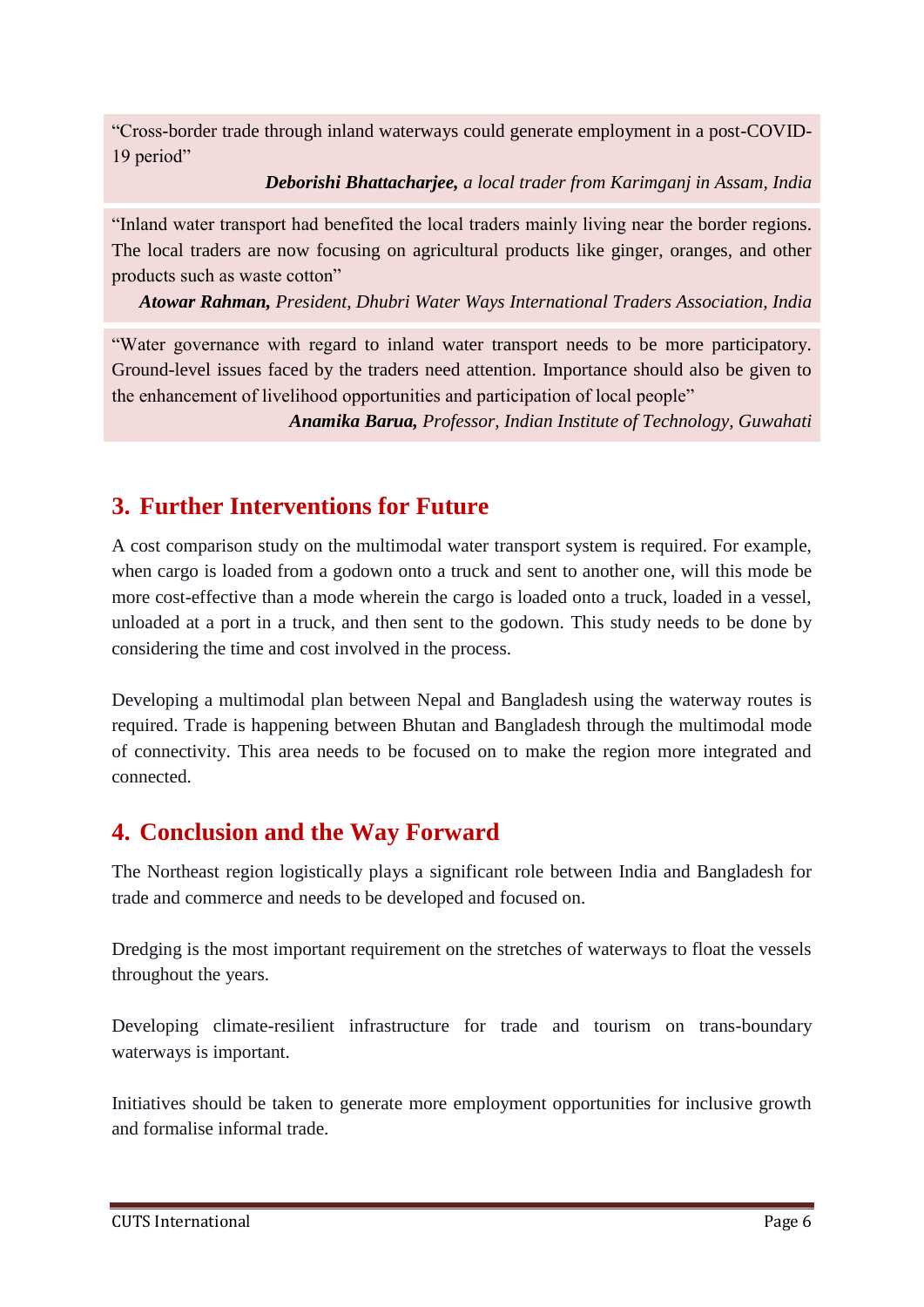> "Cross-border trade through inland waterways could generate employment in a post-COVID-19 period"
>
> ***Deborishi Bhattacharjee,*** *a local trader from Karimganj in Assam, India*

> "Inland water transport had benefited the local traders mainly living near the border regions. The local traders are now focusing on agricultural products like ginger, oranges, and other products such as waste cotton"
>
> ***Atowar Rahman,*** *President, Dhubri Water Ways International Traders Association, India*

> "Water governance with regard to inland water transport needs to be more participatory. Ground-level issues faced by the traders need attention. Importance should also be given to the enhancement of livelihood opportunities and participation of local people"
>
> ***Anamika Barua,*** *Professor, Indian Institute of Technology, Guwahati*

## 3. Further Interventions for Future

A cost comparison study on the multimodal water transport system is required. For example, when cargo is loaded from a godown onto a truck and sent to another one, will this mode be more cost-effective than a mode wherein the cargo is loaded onto a truck, loaded in a vessel, unloaded at a port in a truck, and then sent to the godown. This study needs to be done by considering the time and cost involved in the process.

Developing a multimodal plan between Nepal and Bangladesh using the waterway routes is required. Trade is happening between Bhutan and Bangladesh through the multimodal mode of connectivity. This area needs to be focused on to make the region more integrated and connected.

## 4. Conclusion and the Way Forward

The Northeast region logistically plays a significant role between India and Bangladesh for trade and commerce and needs to be developed and focused on.

Dredging is the most important requirement on the stretches of waterways to float the vessels throughout the years.

Developing climate-resilient infrastructure for trade and tourism on trans-boundary waterways is important.

Initiatives should be taken to generate more employment opportunities for inclusive growth and formalise informal trade.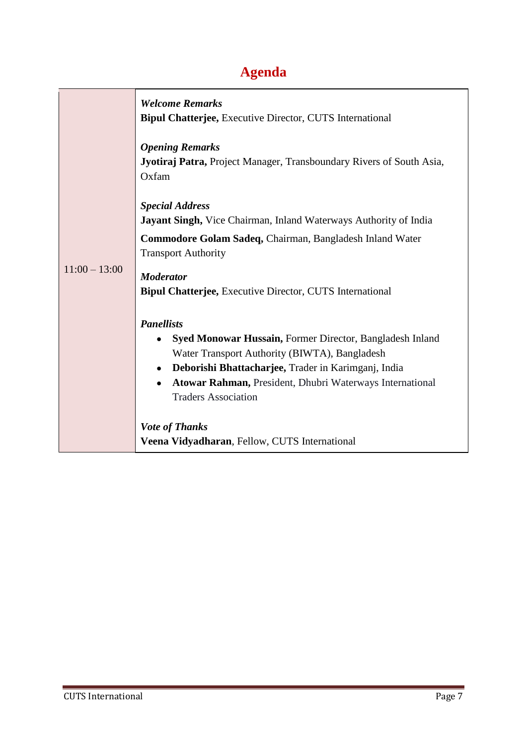# Agenda

| | |
|---|---|
| 11:00 – 13:00 | ***Welcome Remarks***<br>**Bipul Chatterjee,** Executive Director, CUTS International<br><br>***Opening Remarks***<br>**Jyotiraj Patra,** Project Manager, Transboundary Rivers of South Asia, Oxfam<br><br>***Special Address***<br>**Jayant Singh,** Vice Chairman, Inland Waterways Authority of India<br>**Commodore Golam Sadeq,** Chairman, Bangladesh Inland Water Transport Authority<br><br>***Moderator***<br>**Bipul Chatterjee,** Executive Director, CUTS International<br><br>***Panellists***<br>• **Syed Monowar Hussain,** Former Director, Bangladesh Inland Water Transport Authority (BIWTA), Bangladesh<br>• **Deborishi Bhattacharjee,** Trader in Karimganj, India<br>• **Atowar Rahman,** President, Dhubri Waterways International Traders Association<br><br>***Vote of Thanks***<br>**Veena Vidyadharan**, Fellow, CUTS International |